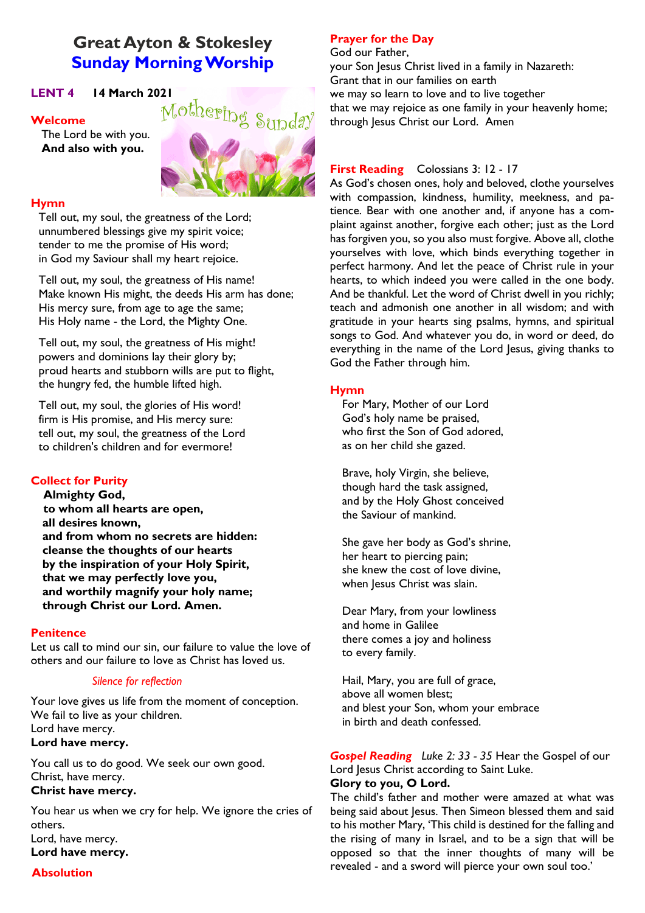# Great Ayton & Stokesley
# Sunday Morning Worship

**LENT 4 14 March 2021**

Mothering Sunday

## Welcome

The Lord be with you.
**And also with you.**

## Hymn

Tell out, my soul, the greatness of the Lord;
unnumbered blessings give my spirit voice;
tender to me the promise of His word;
in God my Saviour shall my heart rejoice.

Tell out, my soul, the greatness of His name!
Make known His might, the deeds His arm has done;
His mercy sure, from age to age the same;
His Holy name - the Lord, the Mighty One.

Tell out, my soul, the greatness of His might!
powers and dominions lay their glory by;
proud hearts and stubborn wills are put to flight,
the hungry fed, the humble lifted high.

Tell out, my soul, the glories of His word!
firm is His promise, and His mercy sure:
tell out, my soul, the greatness of the Lord
to children's children and for evermore!

## Collect for Purity

**Almighty God,**
**to whom all hearts are open,**
**all desires known,**
**and from whom no secrets are hidden:**
**cleanse the thoughts of our hearts**
**by the inspiration of your Holy Spirit,**
**that we may perfectly love you,**
**and worthily magnify your holy name;**
**through Christ our Lord. Amen.**

## Penitence

Let us call to mind our sin, our failure to value the love of others and our failure to love as Christ has loved us.

*Silence for reflection*

Your love gives us life from the moment of conception.
We fail to live as your children.
Lord have mercy.
**Lord have mercy.**

You call us to do good. We seek our own good.
Christ, have mercy.
**Christ have mercy.**

You hear us when we cry for help. We ignore the cries of others.
Lord, have mercy.
**Lord have mercy.**

## Absolution

## Prayer for the Day

God our Father,
your Son Jesus Christ lived in a family in Nazareth:
Grant that in our families on earth
we may so learn to love and to live together
that we may rejoice as one family in your heavenly home;
through Jesus Christ our Lord. Amen

## First Reading Colossians 3: 12 - 17

As God's chosen ones, holy and beloved, clothe yourselves with compassion, kindness, humility, meekness, and patience. Bear with one another and, if anyone has a complaint against another, forgive each other; just as the Lord has forgiven you, so you also must forgive. Above all, clothe yourselves with love, which binds everything together in perfect harmony. And let the peace of Christ rule in your hearts, to which indeed you were called in the one body. And be thankful. Let the word of Christ dwell in you richly; teach and admonish one another in all wisdom; and with gratitude in your hearts sing psalms, hymns, and spiritual songs to God. And whatever you do, in word or deed, do everything in the name of the Lord Jesus, giving thanks to God the Father through him.

## Hymn

For Mary, Mother of our Lord
God's holy name be praised,
who first the Son of God adored,
as on her child she gazed.

Brave, holy Virgin, she believe,
though hard the task assigned,
and by the Holy Ghost conceived
the Saviour of mankind.

She gave her body as God's shrine,
her heart to piercing pain;
she knew the cost of love divine,
when Jesus Christ was slain.

Dear Mary, from your lowliness
and home in Galilee
there comes a joy and holiness
to every family.

Hail, Mary, you are full of grace,
above all women blest;
and blest your Son, whom your embrace
in birth and death confessed.

## *Gospel Reading* *Luke 2: 33 - 35*

Hear the Gospel of our Lord Jesus Christ according to Saint Luke.
**Glory to you, O Lord.**

The child's father and mother were amazed at what was being said about Jesus. Then Simeon blessed them and said to his mother Mary, 'This child is destined for the falling and the rising of many in Israel, and to be a sign that will be opposed so that the inner thoughts of many will be revealed - and a sword will pierce your own soul too.'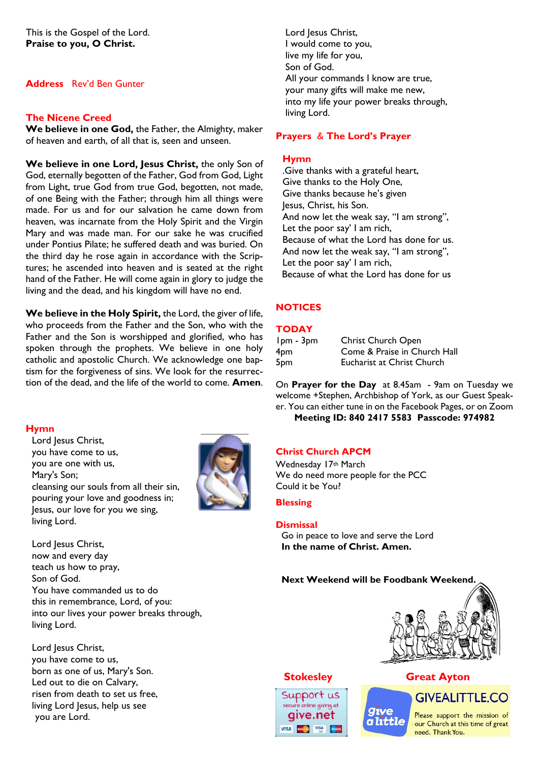This is the Gospel of the Lord.
**Praise to you, O Christ.**

## Address Rev'd Ben Gunter

## The Nicene Creed

**We believe in one God,** the Father, the Almighty, maker of heaven and earth, of all that is, seen and unseen.

**We believe in one Lord, Jesus Christ,** the only Son of God, eternally begotten of the Father, God from God, Light from Light, true God from true God, begotten, not made, of one Being with the Father; through him all things were made. For us and for our salvation he came down from heaven, was incarnate from the Holy Spirit and the Virgin Mary and was made man. For our sake he was crucified under Pontius Pilate; he suffered death and was buried. On the third day he rose again in accordance with the Scriptures; he ascended into heaven and is seated at the right hand of the Father. He will come again in glory to judge the living and the dead, and his kingdom will have no end.

**We believe in the Holy Spirit,** the Lord, the giver of life, who proceeds from the Father and the Son, who with the Father and the Son is worshipped and glorified, who has spoken through the prophets. We believe in one holy catholic and apostolic Church. We acknowledge one baptism for the forgiveness of sins. We look for the resurrection of the dead, and the life of the world to come. **Amen**.

## Hymn

Lord Jesus Christ,
you have come to us,
you are one with us,
Mary's Son;
cleansing our souls from all their sin,
pouring your love and goodness in;
Jesus, our love for you we sing,
living Lord.

Lord Jesus Christ,
now and every day
teach us how to pray,
Son of God.
You have commanded us to do
this in remembrance, Lord, of you:
into our lives your power breaks through,
living Lord.

Lord Jesus Christ,
you have come to us,
born as one of us, Mary's Son.
Led out to die on Calvary,
risen from death to set us free,
living Lord Jesus, help us see
you are Lord.

Lord Jesus Christ,
I would come to you,
live my life for you,
Son of God.
All your commands I know are true,
your many gifts will make me new,
into my life your power breaks through,
living Lord.

## Prayers & The Lord's Prayer

## Hymn

.Give thanks with a grateful heart,
Give thanks to the Holy One,
Give thanks because he's given
Jesus, Christ, his Son.
And now let the weak say, "I am strong",
Let the poor say' I am rich,
Because of what the Lord has done for us.
And now let the weak say, "I am strong",
Let the poor say' I am rich,
Because of what the Lord has done for us

## NOTICES

## TODAY

| | |
|---|---|
| 1pm - 3pm | Christ Church Open |
| 4pm | Come & Praise in Church Hall |
| 5pm | Eucharist at Christ Church |

On **Prayer for the Day** at 8.45am - 9am on Tuesday we welcome +Stephen, Archbishop of York, as our Guest Speaker. You can either tune in on the Facebook Pages, or on Zoom
**Meeting ID: 840 2417 5583 Passcode: 974982**

## Christ Church APCM

Wednesday 17th March
We do need more people for the PCC
Could it be You?

## Blessing

## Dismissal

Go in peace to love and serve the Lord
**In the name of Christ. Amen.**

**Next Weekend will be Foodbank Weekend.**

**Stokesley**

Support us
secure online giving at
give.net

**Great Ayton**

GIVEALITTLE.CO
give a little
Please support the mission of our Church at this time of great need. Thank You.